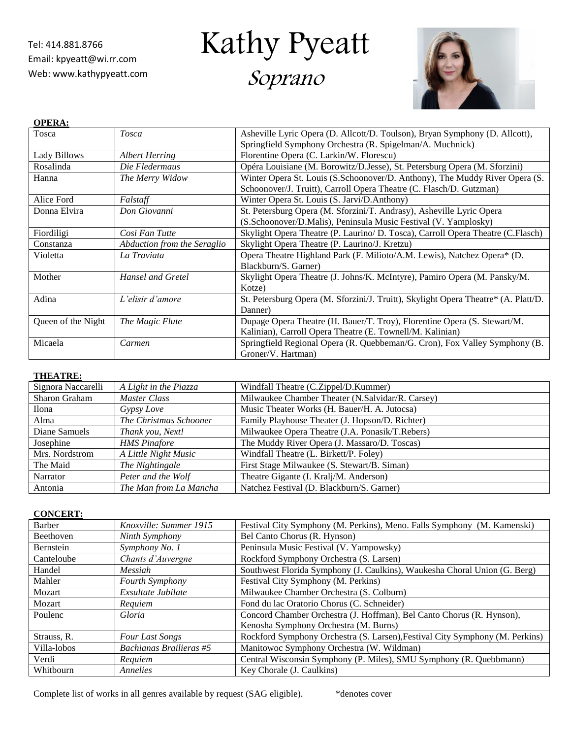Tel: 414.881.8766
Email: kpyeatt@wi.rr.com
Web: www.kathypyeatt.com

# Kathy Pyeatt

## *Soprano*

**OPERA:**

| | | |
|---|---|---|
| Tosca | *Tosca* | Asheville Lyric Opera (D. Allcott/D. Toulson), Bryan Symphony (D. Allcott), Springfield Symphony Orchestra (R. Spigelman/A. Muchnick) |
| Lady Billows | *Albert Herring* | Florentine Opera (C. Larkin/W. Florescu) |
| Rosalinda | *Die Fledermaus* | Opéra Louisiane (M. Borowitz/D.Jesse), St. Petersburg Opera (M. Sforzini) |
| Hanna | *The Merry Widow* | Winter Opera St. Louis (S.Schoonover/D. Anthony), The Muddy River Opera (S. Schoonover/J. Truitt), Carroll Opera Theatre (C. Flasch/D. Gutzman) |
| Alice Ford | *Falstaff* | Winter Opera St. Louis (S. Jarvi/D.Anthony) |
| Donna Elvira | *Don Giovanni* | St. Petersburg Opera (M. Sforzini/T. Andrasy), Asheville Lyric Opera (S.Schoonover/D.Malis), Peninsula Music Festival (V. Yamplosky) |
| Fiordiligi | *Cosi Fan Tutte* | Skylight Opera Theatre (P. Laurino/ D. Tosca), Carroll Opera Theatre (C.Flasch) |
| Constanza | *Abduction from the Seraglio* | Skylight Opera Theatre (P. Laurino/J. Kretzu) |
| Violetta | *La Traviata* | Opera Theatre Highland Park (F. Milioto/A.M. Lewis), Natchez Opera* (D. Blackburn/S. Garner) |
| Mother | *Hansel and Gretel* | Skylight Opera Theatre (J. Johns/K. McIntyre), Pamiro Opera (M. Pansky/M. Kotze) |
| Adina | *L'elisir d'amore* | St. Petersburg Opera (M. Sforzini/J. Truitt), Skylight Opera Theatre* (A. Platt/D. Danner) |
| Queen of the Night | *The Magic Flute* | Dupage Opera Theatre (H. Bauer/T. Troy), Florentine Opera (S. Stewart/M. Kalinian), Carroll Opera Theatre (E. Townell/M. Kalinian) |
| Micaela | *Carmen* | Springfield Regional Opera (R. Quebbeman/G. Cron), Fox Valley Symphony (B. Groner/V. Hartman) |

**THEATRE:**

| | | |
|---|---|---|
| Signora Naccarelli | *A Light in the Piazza* | Windfall Theatre (C.Zippel/D.Kummer) |
| Sharon Graham | *Master Class* | Milwaukee Chamber Theater (N.Salvidar/R. Carsey) |
| Ilona | *Gypsy Love* | Music Theater Works (H. Bauer/H. A. Jutocsa) |
| Alma | *The Christmas Schooner* | Family Playhouse Theater (J. Hopson/D. Richter) |
| Diane Samuels | *Thank you, Next!* | Milwaukee Opera Theatre (J.A. Ponasik/T.Rebers) |
| Josephine | *HMS Pinafore* | The Muddy River Opera (J. Massaro/D. Toscas) |
| Mrs. Nordstrom | *A Little Night Music* | Windfall Theatre (L. Birkett/P. Foley) |
| The Maid | *The Nightingale* | First Stage Milwaukee (S. Stewart/B. Siman) |
| Narrator | *Peter and the Wolf* | Theatre Gigante (I. Kralj/M. Anderson) |
| Antonia | *The Man from La Mancha* | Natchez Festival (D. Blackburn/S. Garner) |

**CONCERT:**

| | | |
|---|---|---|
| Barber | *Knoxville: Summer 1915* | Festival City Symphony (M. Perkins), Meno. Falls Symphony (M. Kamenski) |
| Beethoven | *Ninth Symphony* | Bel Canto Chorus (R. Hynson) |
| Bernstein | *Symphony No. 1* | Peninsula Music Festival (V. Yampowsky) |
| Canteloube | *Chants d'Auvergne* | Rockford Symphony Orchestra (S. Larsen) |
| Handel | *Messiah* | Southwest Florida Symphony (J. Caulkins), Waukesha Choral Union (G. Berg) |
| Mahler | *Fourth Symphony* | Festival City Symphony (M. Perkins) |
| Mozart | *Exsultate Jubilate* | Milwaukee Chamber Orchestra (S. Colburn) |
| Mozart | *Requiem* | Fond du lac Oratorio Chorus (C. Schneider) |
| Poulenc | *Gloria* | Concord Chamber Orchestra (J. Hoffman), Bel Canto Chorus (R. Hynson), Kenosha Symphony Orchestra (M. Burns) |
| Strauss, R. | *Four Last Songs* | Rockford Symphony Orchestra (S. Larsen),Festival City Symphony (M. Perkins) |
| Villa-lobos | *Bachianas Brailieras #5* | Manitowoc Symphony Orchestra (W. Wildman) |
| Verdi | *Requiem* | Central Wisconsin Symphony (P. Miles), SMU Symphony (R. Quebbmann) |
| Whitbourn | *Annelies* | Key Chorale (J. Caulkins) |

Complete list of works in all genres available by request (SAG eligible). *denotes cover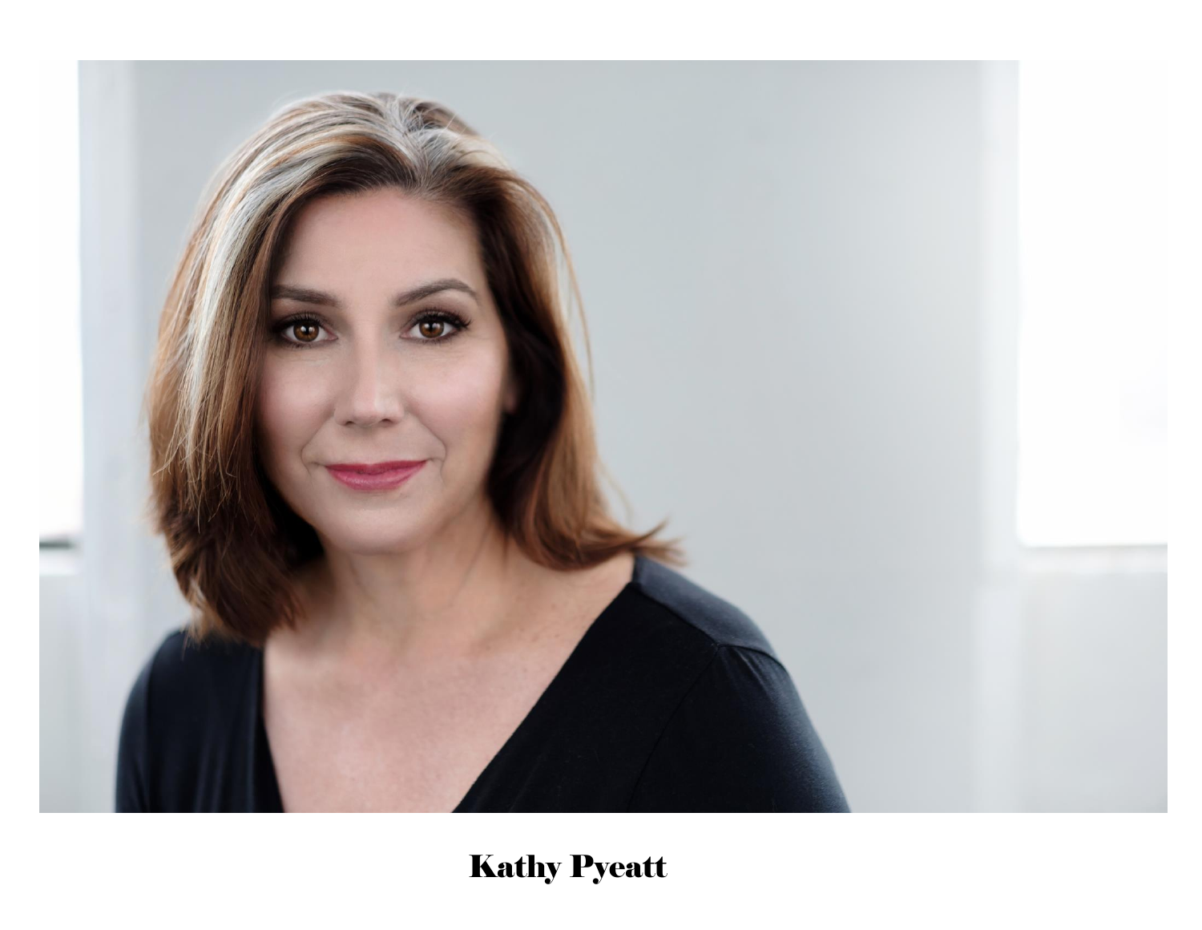**Kathy Pyeatt**